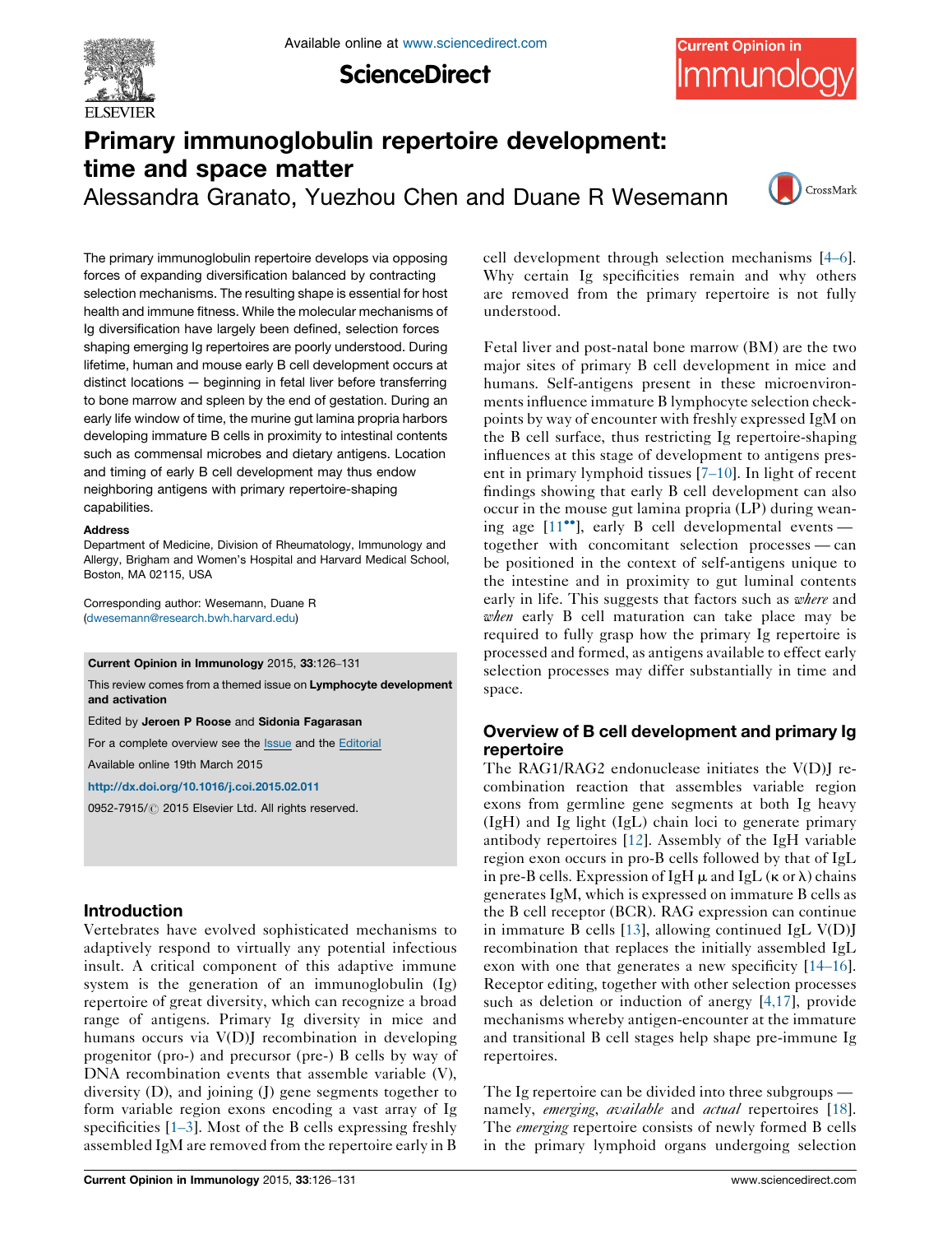# Primary immunoglobulin repertoire development: time and space matter

Alessandra Granato, Yuezhou Chen and Duane R Wesemann

The primary immunoglobulin repertoire develops via opposing forces of expanding diversification balanced by contracting selection mechanisms. The resulting shape is essential for host health and immune fitness. While the molecular mechanisms of Ig diversification have largely been defined, selection forces shaping emerging Ig repertoires are poorly understood. During lifetime, human and mouse early B cell development occurs at distinct locations — beginning in fetal liver before transferring to bone marrow and spleen by the end of gestation. During an early life window of time, the murine gut lamina propria harbors developing immature B cells in proximity to intestinal contents such as commensal microbes and dietary antigens. Location and timing of early B cell development may thus endow neighboring antigens with primary repertoire-shaping capabilities.

**Address**

Department of Medicine, Division of Rheumatology, Immunology and Allergy, Brigham and Women's Hospital and Harvard Medical School, Boston, MA 02115, USA

Corresponding author: Wesemann, Duane R (dwesemann@research.bwh.harvard.edu)

**Current Opinion in Immunology** 2015, **33**:126–131

This review comes from a themed issue on **Lymphocyte development and activation**

Edited by **Jeroen P Roose** and **Sidonia Fagarasan**

For a complete overview see the Issue and the Editorial

Available online 19th March 2015

http://dx.doi.org/10.1016/j.coi.2015.02.011

0952-7915/© 2015 Elsevier Ltd. All rights reserved.

## Introduction

Vertebrates have evolved sophisticated mechanisms to adaptively respond to virtually any potential infectious insult. A critical component of this adaptive immune system is the generation of an immunoglobulin (Ig) repertoire of great diversity, which can recognize a broad range of antigens. Primary Ig diversity in mice and humans occurs via V(D)J recombination in developing progenitor (pro-) and precursor (pre-) B cells by way of DNA recombination events that assemble variable (V), diversity (D), and joining (J) gene segments together to form variable region exons encoding a vast array of Ig specificities [1–3]. Most of the B cells expressing freshly assembled IgM are removed from the repertoire early in B cell development through selection mechanisms [4–6]. Why certain Ig specificities remain and why others are removed from the primary repertoire is not fully understood.

Fetal liver and post-natal bone marrow (BM) are the two major sites of primary B cell development in mice and humans. Self-antigens present in these microenvironments influence immature B lymphocyte selection checkpoints by way of encounter with freshly expressed IgM on the B cell surface, thus restricting Ig repertoire-shaping influences at this stage of development to antigens present in primary lymphoid tissues [7–10]. In light of recent findings showing that early B cell development can also occur in the mouse gut lamina propria (LP) during weaning age [11••], early B cell developmental events — together with concomitant selection processes — can be positioned in the context of self-antigens unique to the intestine and in proximity to gut luminal contents early in life. This suggests that factors such as *where* and *when* early B cell maturation can take place may be required to fully grasp how the primary Ig repertoire is processed and formed, as antigens available to effect early selection processes may differ substantially in time and space.

## Overview of B cell development and primary Ig repertoire

The RAG1/RAG2 endonuclease initiates the V(D)J recombination reaction that assembles variable region exons from germline gene segments at both Ig heavy (IgH) and Ig light (IgL) chain loci to generate primary antibody repertoires [12]. Assembly of the IgH variable region exon occurs in pro-B cells followed by that of IgL in pre-B cells. Expression of IgH $\mu$ and IgL ($\kappa$ or $\lambda$) chains generates IgM, which is expressed on immature B cells as the B cell receptor (BCR). RAG expression can continue in immature B cells [13], allowing continued IgL V(D)J recombination that replaces the initially assembled IgL exon with one that generates a new specificity [14–16]. Receptor editing, together with other selection processes such as deletion or induction of anergy [4,17], provide mechanisms whereby antigen-encounter at the immature and transitional B cell stages help shape pre-immune Ig repertoires.

The Ig repertoire can be divided into three subgroups — namely, *emerging*, *available* and *actual* repertoires [18]. The *emerging* repertoire consists of newly formed B cells in the primary lymphoid organs undergoing selection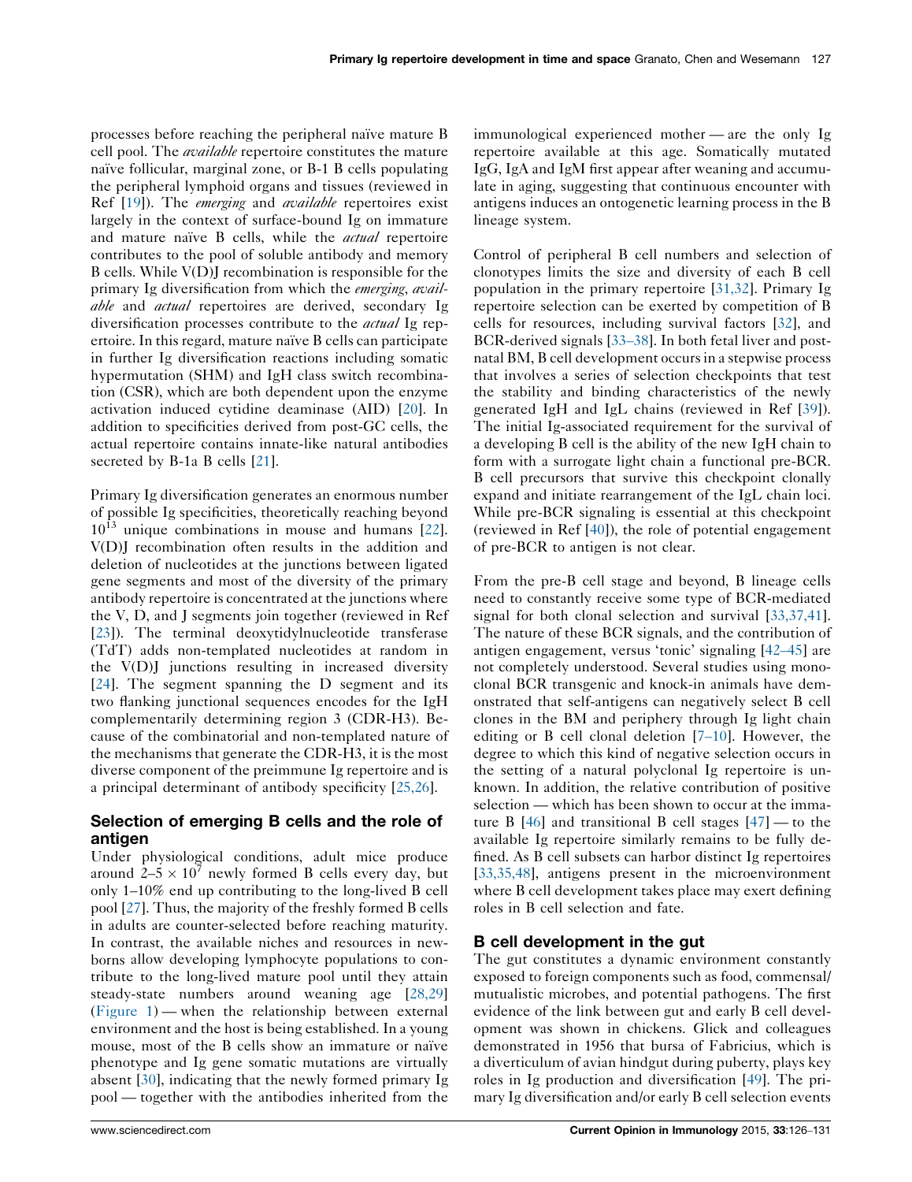processes before reaching the peripheral naïve mature B cell pool. The *available* repertoire constitutes the mature naïve follicular, marginal zone, or B-1 B cells populating the peripheral lymphoid organs and tissues (reviewed in Ref [19]). The *emerging* and *available* repertoires exist largely in the context of surface-bound Ig on immature and mature naïve B cells, while the *actual* repertoire contributes to the pool of soluble antibody and memory B cells. While V(D)J recombination is responsible for the primary Ig diversification from which the *emerging*, *available* and *actual* repertoires are derived, secondary Ig diversification processes contribute to the *actual* Ig repertoire. In this regard, mature naïve B cells can participate in further Ig diversification reactions including somatic hypermutation (SHM) and IgH class switch recombination (CSR), which are both dependent upon the enzyme activation induced cytidine deaminase (AID) [20]. In addition to specificities derived from post-GC cells, the actual repertoire contains innate-like natural antibodies secreted by B-1a B cells [21].

Primary Ig diversification generates an enormous number of possible Ig specificities, theoretically reaching beyond $10^{13}$ unique combinations in mouse and humans [22]. V(D)J recombination often results in the addition and deletion of nucleotides at the junctions between ligated gene segments and most of the diversity of the primary antibody repertoire is concentrated at the junctions where the V, D, and J segments join together (reviewed in Ref [23]). The terminal deoxytidylnucleotide transferase (TdT) adds non-templated nucleotides at random in the V(D)J junctions resulting in increased diversity [24]. The segment spanning the D segment and its two flanking junctional sequences encodes for the IgH complementarily determining region 3 (CDR-H3). Because of the combinatorial and non-templated nature of the mechanisms that generate the CDR-H3, it is the most diverse component of the preimmune Ig repertoire and is a principal determinant of antibody specificity [25,26].

## Selection of emerging B cells and the role of antigen

Under physiological conditions, adult mice produce around $2–5 \times 10^7$ newly formed B cells every day, but only 1–10% end up contributing to the long-lived B cell pool [27]. Thus, the majority of the freshly formed B cells in adults are counter-selected before reaching maturity. In contrast, the available niches and resources in newborns allow developing lymphocyte populations to contribute to the long-lived mature pool until they attain steady-state numbers around weaning age [28,29] (Figure 1) — when the relationship between external environment and the host is being established. In a young mouse, most of the B cells show an immature or naïve phenotype and Ig gene somatic mutations are virtually absent [30], indicating that the newly formed primary Ig pool — together with the antibodies inherited from the immunological experienced mother — are the only Ig repertoire available at this age. Somatically mutated IgG, IgA and IgM first appear after weaning and accumulate in aging, suggesting that continuous encounter with antigens induces an ontogenetic learning process in the B lineage system.

Control of peripheral B cell numbers and selection of clonotypes limits the size and diversity of each B cell population in the primary repertoire [31,32]. Primary Ig repertoire selection can be exerted by competition of B cells for resources, including survival factors [32], and BCR-derived signals [33–38]. In both fetal liver and postnatal BM, B cell development occurs in a stepwise process that involves a series of selection checkpoints that test the stability and binding characteristics of the newly generated IgH and IgL chains (reviewed in Ref [39]). The initial Ig-associated requirement for the survival of a developing B cell is the ability of the new IgH chain to form with a surrogate light chain a functional pre-BCR. B cell precursors that survive this checkpoint clonally expand and initiate rearrangement of the IgL chain loci. While pre-BCR signaling is essential at this checkpoint (reviewed in Ref [40]), the role of potential engagement of pre-BCR to antigen is not clear.

From the pre-B cell stage and beyond, B lineage cells need to constantly receive some type of BCR-mediated signal for both clonal selection and survival [33,37,41]. The nature of these BCR signals, and the contribution of antigen engagement, versus 'tonic' signaling [42–45] are not completely understood. Several studies using monoclonal BCR transgenic and knock-in animals have demonstrated that self-antigens can negatively select B cell clones in the BM and periphery through Ig light chain editing or B cell clonal deletion [7–10]. However, the degree to which this kind of negative selection occurs in the setting of a natural polyclonal Ig repertoire is unknown. In addition, the relative contribution of positive selection — which has been shown to occur at the immature B [46] and transitional B cell stages [47] — to the available Ig repertoire similarly remains to be fully defined. As B cell subsets can harbor distinct Ig repertoires [33,35,48], antigens present in the microenvironment where B cell development takes place may exert defining roles in B cell selection and fate.

## B cell development in the gut

The gut constitutes a dynamic environment constantly exposed to foreign components such as food, commensal/mutualistic microbes, and potential pathogens. The first evidence of the link between gut and early B cell development was shown in chickens. Glick and colleagues demonstrated in 1956 that bursa of Fabricius, which is a diverticulum of avian hindgut during puberty, plays key roles in Ig production and diversification [49]. The primary Ig diversification and/or early B cell selection events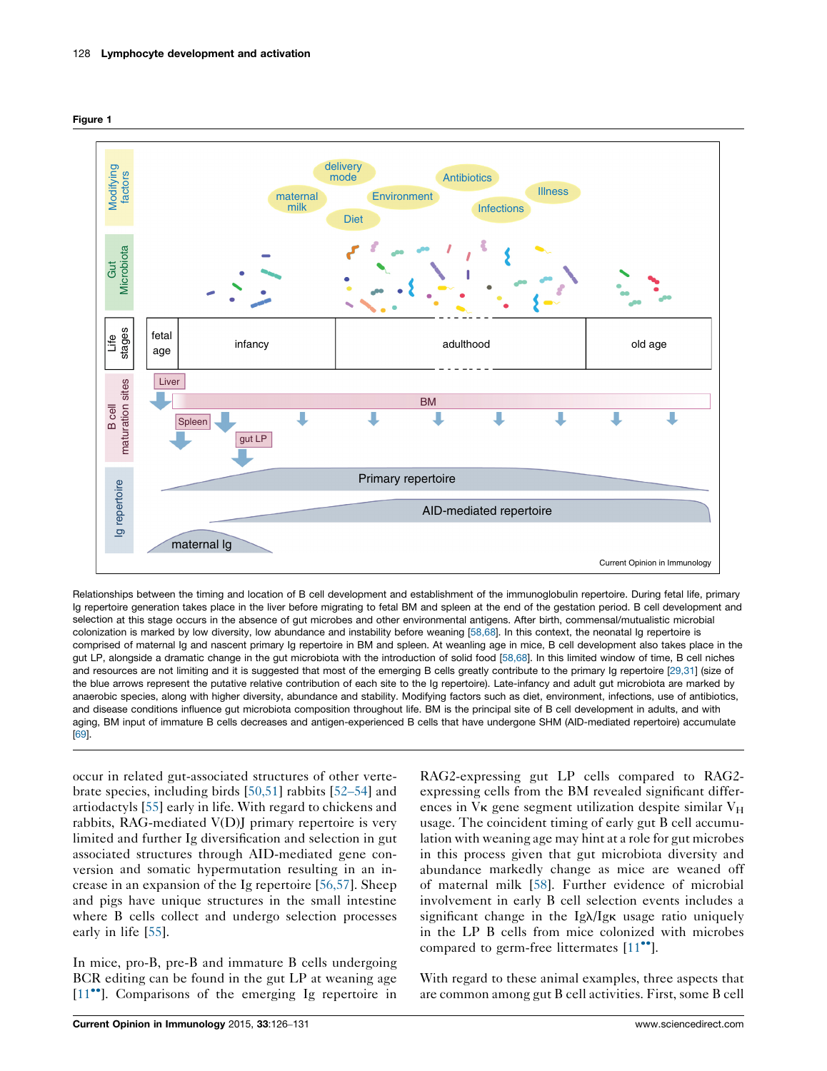**Figure 1**

Relationships between the timing and location of B cell development and establishment of the immunoglobulin repertoire. During fetal life, primary Ig repertoire generation takes place in the liver before migrating to fetal BM and spleen at the end of the gestation period. B cell development and selection at this stage occurs in the absence of gut microbes and other environmental antigens. After birth, commensal/mutualistic microbial colonization is marked by low diversity, low abundance and instability before weaning [58,68]. In this context, the neonatal Ig repertoire is comprised of maternal Ig and nascent primary Ig repertoire in BM and spleen. At weanling age in mice, B cell development also takes place in the gut LP, alongside a dramatic change in the gut microbiota with the introduction of solid food [58,68]. In this limited window of time, B cell niches and resources are not limiting and it is suggested that most of the emerging B cells greatly contribute to the primary Ig repertoire [29,31] (size of the blue arrows represent the putative relative contribution of each site to the Ig repertoire). Late-infancy and adult gut microbiota are marked by anaerobic species, along with higher diversity, abundance and stability. Modifying factors such as diet, environment, infections, use of antibiotics, and disease conditions influence gut microbiota composition throughout life. BM is the principal site of B cell development in adults, and with aging, BM input of immature B cells decreases and antigen-experienced B cells that have undergone SHM (AID-mediated repertoire) accumulate [69].

occur in related gut-associated structures of other vertebrate species, including birds [50,51] rabbits [52–54] and artiodactyls [55] early in life. With regard to chickens and rabbits, RAG-mediated V(D)J primary repertoire is very limited and further Ig diversification and selection in gut associated structures through AID-mediated gene conversion and somatic hypermutation resulting in an increase in an expansion of the Ig repertoire [56,57]. Sheep and pigs have unique structures in the small intestine where B cells collect and undergo selection processes early in life [55].

In mice, pro-B, pre-B and immature B cells undergoing BCR editing can be found in the gut LP at weaning age [11••]. Comparisons of the emerging Ig repertoire in RAG2-expressing gut LP cells compared to RAG2-expressing cells from the BM revealed significant differences in Vκ gene segment utilization despite similar $V_H$ usage. The coincident timing of early gut B cell accumulation with weaning age may hint at a role for gut microbes in this process given that gut microbiota diversity and abundance markedly change as mice are weaned off of maternal milk [58]. Further evidence of microbial involvement in early B cell selection events includes a significant change in the Igλ/Igκ usage ratio uniquely in the LP B cells from mice colonized with microbes compared to germ-free littermates [11••].

With regard to these animal examples, three aspects that are common among gut B cell activities. First, some B cell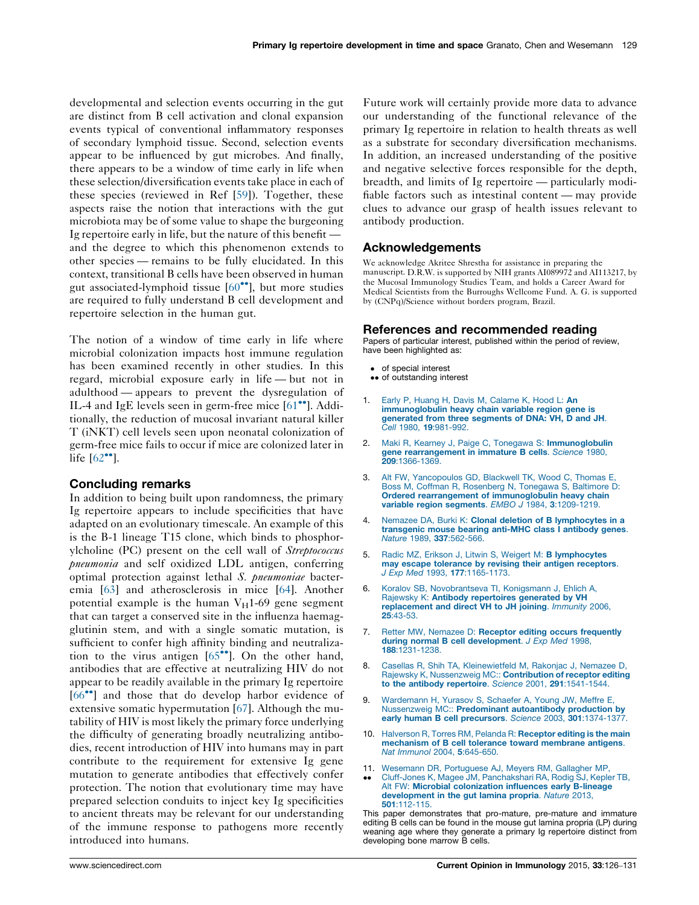developmental and selection events occurring in the gut are distinct from B cell activation and clonal expansion events typical of conventional inflammatory responses of secondary lymphoid tissue. Second, selection events appear to be influenced by gut microbes. And finally, there appears to be a window of time early in life when these selection/diversification events take place in each of these species (reviewed in Ref [59]). Together, these aspects raise the notion that interactions with the gut microbiota may be of some value to shape the burgeoning Ig repertoire early in life, but the nature of this benefit — and the degree to which this phenomenon extends to other species — remains to be fully elucidated. In this context, transitional B cells have been observed in human gut associated-lymphoid tissue [60••], but more studies are required to fully understand B cell development and repertoire selection in the human gut.

The notion of a window of time early in life where microbial colonization impacts host immune regulation has been examined recently in other studies. In this regard, microbial exposure early in life — but not in adulthood — appears to prevent the dysregulation of IL-4 and IgE levels seen in germ-free mice [61••]. Additionally, the reduction of mucosal invariant natural killer T (iNKT) cell levels seen upon neonatal colonization of germ-free mice fails to occur if mice are colonized later in life [62••].

## Concluding remarks

In addition to being built upon randomness, the primary Ig repertoire appears to include specificities that have adapted on an evolutionary timescale. An example of this is the B-1 lineage T15 clone, which binds to phosphorylcholine (PC) present on the cell wall of *Streptococcus pneumonia* and self oxidized LDL antigen, conferring optimal protection against lethal *S. pneumoniae* bacteremia [63] and atherosclerosis in mice [64]. Another potential example is the human $V_H$1-69 gene segment that can target a conserved site in the influenza haemagglutinin stem, and with a single somatic mutation, is sufficient to confer high affinity binding and neutralization to the virus antigen [65••]. On the other hand, antibodies that are effective at neutralizing HIV do not appear to be readily available in the primary Ig repertoire [66••] and those that do develop harbor evidence of extensive somatic hypermutation [67]. Although the mutability of HIV is most likely the primary force underlying the difficulty of generating broadly neutralizing antibodies, recent introduction of HIV into humans may in part contribute to the requirement for extensive Ig gene mutation to generate antibodies that effectively confer protection. The notion that evolutionary time may have prepared selection conduits to inject key Ig specificities to ancient threats may be relevant for our understanding of the immune response to pathogens more recently introduced into humans.

Future work will certainly provide more data to advance our understanding of the functional relevance of the primary Ig repertoire in relation to health threats as well as a substrate for secondary diversification mechanisms. In addition, an increased understanding of the positive and negative selective forces responsible for the depth, breadth, and limits of Ig repertoire — particularly modifiable factors such as intestinal content — may provide clues to advance our grasp of health issues relevant to antibody production.

## Acknowledgements

We acknowledge Akritee Shrestha for assistance in preparing the manuscript. D.R.W. is supported by NIH grants AI089972 and AI113217, by the Mucosal Immunology Studies Team, and holds a Career Award for Medical Scientists from the Burroughs Wellcome Fund. A. G. is supported by (CNPq)/Science without borders program, Brazil.

## References and recommended reading

Papers of particular interest, published within the period of review, have been highlighted as:

- • of special interest
- •• of outstanding interest

1. Early P, Huang H, Davis M, Calame K, Hood L: **An immunoglobulin heavy chain variable region gene is generated from three segments of DNA: VH, D and JH**. *Cell* 1980, **19**:981-992.

2. Maki R, Kearney J, Paige C, Tonegawa S: **Immunoglobulin gene rearrangement in immature B cells**. *Science* 1980, **209**:1366-1369.

3. Alt FW, Yancopoulos GD, Blackwell TK, Wood C, Thomas E, Boss M, Coffman R, Rosenberg N, Tonegawa S, Baltimore D: **Ordered rearrangement of immunoglobulin heavy chain variable region segments**. *EMBO J* 1984, **3**:1209-1219.

4. Nemazee DA, Burki K: **Clonal deletion of B lymphocytes in a transgenic mouse bearing anti-MHC class I antibody genes**. *Nature* 1989, **337**:562-566.

5. Radic MZ, Erikson J, Litwin S, Weigert M: **B lymphocytes may escape tolerance by revising their antigen receptors**. *J Exp Med* 1993, **177**:1165-1173.

6. Koralov SB, Novobrantseva TI, Konigsmann J, Ehlich A, Rajewsky K: **Antibody repertoires generated by VH replacement and direct VH to JH joining**. *Immunity* 2006, **25**:43-53.

7. Retter MW, Nemazee D: **Receptor editing occurs frequently during normal B cell development**. *J Exp Med* 1998, **188**:1231-1238.

8. Casellas R, Shih TA, Kleinewietfeld M, Rakonjac J, Nemazee D, Rajewsky K, Nussenzweig MC:: **Contribution of receptor editing to the antibody repertoire**. *Science* 2001, **291**:1541-1544.

9. Wardemann H, Yurasov S, Schaefer A, Young JW, Meffre E, Nussenzweig MC:: **Predominant autoantibody production by early human B cell precursors**. *Science* 2003, **301**:1374-1377.

10. Halverson R, Torres RM, Pelanda R: **Receptor editing is the main mechanism of B cell tolerance toward membrane antigens**. *Nat Immunol* 2004, **5**:645-650.

11. •• Wesemann DR, Portuguese AJ, Meyers RM, Gallagher MP, Cluff-Jones K, Magee JM, Panchakshari RA, Rodig SJ, Kepler TB, Alt FW: **Microbial colonization influences early B-lineage development in the gut lamina propria**. *Nature* 2013, **501**:112-115.

This paper demonstrates that pro-mature, pre-mature and immature editing B cells can be found in the mouse gut lamina propria (LP) during weaning age where they generate a primary Ig repertoire distinct from developing bone marrow B cells.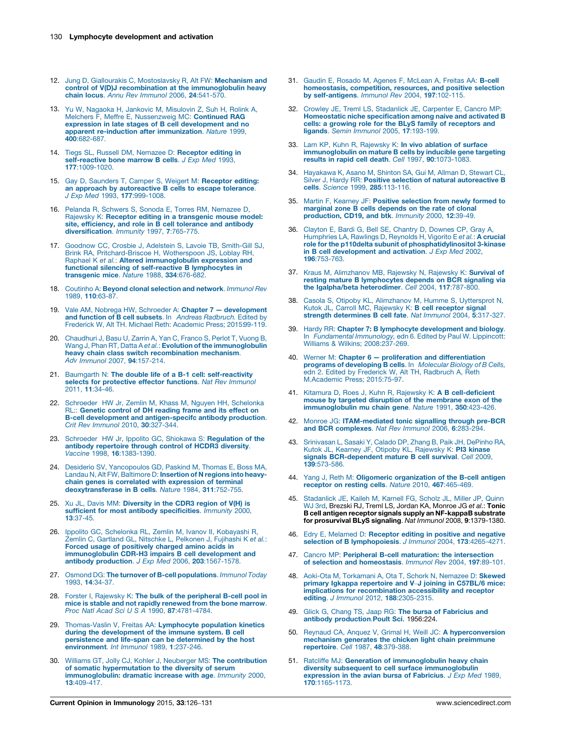12. Jung D, Giallourakis C, Mostoslavsky R, Alt FW: **Mechanism and control of V(D)J recombination at the immunoglobulin heavy chain locus**. *Annu Rev Immunol* 2006, **24**:541-570.

13. Yu W, Nagaoka H, Jankovic M, Misulovin Z, Suh H, Rolink A, Melchers F, Meffre E, Nussenzweig MC: **Continued RAG expression in late stages of B cell development and no apparent re-induction after immunization**. *Nature* 1999, **400**:682-687.

14. Tiegs SL, Russell DM, Nemazee D: **Receptor editing in self-reactive bone marrow B cells**. *J Exp Med* 1993, **177**:1009-1020.

15. Gay D, Saunders T, Camper S, Weigert M: **Receptor editing: an approach by autoreactive B cells to escape tolerance**. *J Exp Med* 1993, **177**:999-1008.

16. Pelanda R, Schwers S, Sonoda E, Torres RM, Nemazee D, Rajewsky K: **Receptor editing in a transgenic mouse model: site, efficiency, and role in B cell tolerance and antibody diversification**. *Immunity* 1997, **7**:765-775.

17. Goodnow CC, Crosbie J, Adelstein S, Lavoie TB, Smith-Gill SJ, Brink RA, Pritchard-Briscoe H, Wotherspoon JS, Loblay RH, Raphael K *et al.*: **Altered immunoglobulin expression and functional silencing of self-reactive B lymphocytes in transgenic mice**. *Nature* 1988, **334**:676-682.

18. Coutinho A: **Beyond clonal selection and network**. *Immunol Rev* 1989, **110**:63-87.

19. Vale AM, Nobrega HW, Schroeder A: **Chapter 7 — development and function of B cell subsets**. In *Andreas Radbruch.* Edited by Frederick W, Alt TH. Michael Reth: Academic Press; 2015:99-119.

20. Chaudhuri J, Basu U, Zarrin A, Yan C, Franco S, Perlot T, Vuong B, Wang J, Phan RT, Datta A *et al.*: **Evolution of the immunoglobulin heavy chain class switch recombination mechanism**. *Adv Immunol* 2007, **94**:157-214.

21. Baumgarth N: **The double life of a B-1 cell: self-reactivity selects for protective effector functions**. *Nat Rev Immunol* 2011, **11**:34-46.

22. Schroeder HW Jr, Zemlin M, Khass M, Nguyen HH, Schelonka RL:: **Genetic control of DH reading frame and its effect on B-cell development and antigen-specifc antibody production**. *Crit Rev Immunol* 2010, **30**:327-344.

23. Schroeder HW Jr, Ippolito GC, Shiokawa S: **Regulation of the antibody repertoire through control of HCDR3 diversity**. *Vaccine* 1998, **16**:1383-1390.

24. Desiderio SV, Yancopoulos GD, Paskind M, Thomas E, Boss MA, Landau N, Alt FW, Baltimore D: **Insertion of N regions into heavy-chain genes is correlated with expression of terminal deoxytransferase in B cells**. *Nature* 1984, **311**:752-755.

25. Xu JL, Davis MM: **Diversity in the CDR3 region of V(H) is sufficient for most antibody specificities**. *Immunity* 2000, **13**:37-45.

26. Ippolito GC, Schelonka RL, Zemlin M, Ivanov II, Kobayashi R, Zemlin C, Gartland GL, Nitschke L, Pelkonen J, Fujihashi K *et al.*: **Forced usage of positively charged amino acids in immunoglobulin CDR-H3 impairs B cell development and antibody production**. *J Exp Med* 2006, **203**:1567-1578.

27. Osmond DG: **The turnover of B-cell populations**. *Immunol Today* 1993, **14**:34-37.

28. Forster I, Rajewsky K: **The bulk of the peripheral B-cell pool in mice is stable and not rapidly renewed from the bone marrow**. *Proc Natl Acad Sci U S A* 1990, **87**:4781-4784.

29. Thomas-Vaslin V, Freitas AA: **Lymphocyte population kinetics during the development of the immune system. B cell persistence and life-span can be determined by the host environment**. *Int Immunol* 1989, **1**:237-246.

30. Williams GT, Jolly CJ, Kohler J, Neuberger MS: **The contribution of somatic hypermutation to the diversity of serum immunoglobulin: dramatic increase with age**. *Immunity* 2000, **13**:409-417.

31. Gaudin E, Rosado M, Agenes F, McLean A, Freitas AA: **B-cell homeostasis, competition, resources, and positive selection by self-antigens**. *Immunol Rev* 2004, **197**:102-115.

32. Crowley JE, Treml LS, Stadanlick JE, Carpenter E, Cancro MP: **Homeostatic niche specification among naive and activated B cells: a growing role for the BLyS family of receptors and ligands**. *Semin Immunol* 2005, **17**:193-199.

33. Lam KP, Kuhn R, Rajewsky K: **In vivo ablation of surface immunoglobulin on mature B cells by inducible gene targeting results in rapid cell death**. *Cell* 1997, **90**:1073-1083.

34. Hayakawa K, Asano M, Shinton SA, Gui M, Allman D, Stewart CL, Silver J, Hardy RR: **Positive selection of natural autoreactive B cells**. *Science* 1999, **285**:113-116.

35. Martin F, Kearney JF: **Positive selection from newly formed to marginal zone B cells depends on the rate of clonal production, CD19, and btk**. *Immunity* 2000, **12**:39-49.

36. Clayton E, Bardi G, Bell SE, Chantry D, Downes CP, Gray A, Humphries LA, Rawlings D, Reynolds H, Vigorito E *et al.*: **A crucial role for the p110delta subunit of phosphatidylinositol 3-kinase in B cell development and activation**. *J Exp Med* 2002, **196**:753-763.

37. Kraus M, Alimzhanov MB, Rajewsky N, Rajewsky K: **Survival of resting mature B lymphocytes depends on BCR signaling via the Igalpha/beta heterodimer**. *Cell* 2004, **117**:787-800.

38. Casola S, Otipoby KL, Alimzhanov M, Humme S, Uyttersprot N, Kutok JL, Carroll MC, Rajewsky K: **B cell receptor signal strength determines B cell fate**. *Nat Immunol* 2004, **5**:317-327.

39. Hardy RR: **Chapter 7: B lymphocyte development and biology**. In *Fundamental Immunology*, edn 6. Edited by Paul W. Lippincott: Williams & Wilkins; 2008:237-269.

40. Werner M: **Chapter 6 — proliferation and differentiation programs of developing B cells**. In *Molecular Biology of B Cells*, edn 2. Edited by Frederick W, Alt TH, Radbruch A, Reth M.Academic Press; 2015:75-97.

41. Kitamura D, Roes J, Kuhn R, Rajewsky K: **A B cell-deficient mouse by targeted disruption of the membrane exon of the immunoglobulin mu chain gene**. *Nature* 1991, **350**:423-426.

42. Monroe JG: **ITAM-mediated tonic signalling through pre-BCR and BCR complexes**. *Nat Rev Immunol* 2006, **6**:283-294.

43. Srinivasan L, Sasaki Y, Calado DP, Zhang B, Paik JH, DePinho RA, Kutok JL, Kearney JF, Otipoby KL, Rajewsky K: **PI3 kinase signals BCR-dependent mature B cell survival**. *Cell* 2009, **139**:573-586.

44. Yang J, Reth M: **Oligomeric organization of the B-cell antigen receptor on resting cells**. *Nature* 2010, **467**:465-469.

45. Stadanlick JE, Kaileh M, Karnell FG, Scholz JL, Miller JP, Quinn WJ 3rd, Brezski RJ, Treml LS, Jordan KA, Monroe JG *et al.*: **Tonic B cell antigen receptor signals supply an NF-kappaB substrate for prosurvival BLyS signaling**. *Nat Immunol* 2008, **9**:1379-1380.

46. Edry E, Melamed D: **Receptor editing in positive and negative selection of B lymphopoiesis**. *J Immunol* 2004, **173**:4265-4271.

47. Cancro MP: **Peripheral B-cell maturation: the intersection of selection and homeostasis**. *Immunol Rev* 2004, **197**:89-101.

48. Aoki-Ota M, Torkamani A, Ota T, Schork N, Nemazee D: **Skewed primary Igkappa repertoire and V–J joining in C57BL/6 mice: implications for recombination accessibility and receptor editing**. *J Immunol* 2012, **188**:2305-2315.

49. Glick G, Chang TS, Jaap RG: **The bursa of Fabricius and antibody production.Poult Sci**. 1956:224.

50. Reynaud CA, Anquez V, Grimal H, Weill JC: **A hyperconversion mechanism generates the chicken light chain preimmune repertoire**. *Cell* 1987, **48**:379-388.

51. Ratcliffe MJ: **Generation of immunoglobulin heavy chain diversity subsequent to cell surface immunoglobulin expression in the avian bursa of Fabricius**. *J Exp Med* 1989, **170**:1165-1173.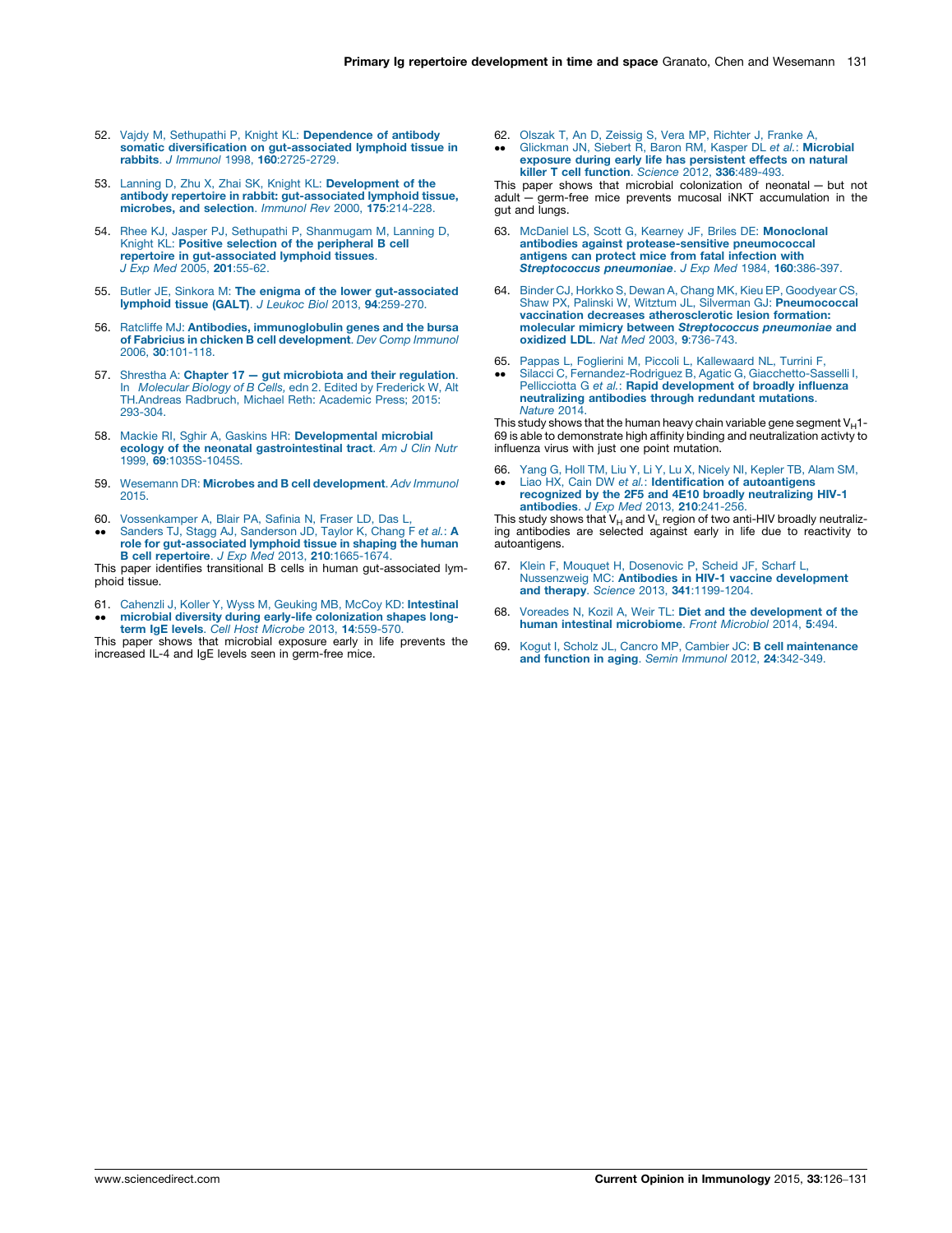52. Vajdy M, Sethupathi P, Knight KL: **Dependence of antibody somatic diversification on gut-associated lymphoid tissue in rabbits**. *J Immunol* 1998, **160**:2725-2729.

53. Lanning D, Zhu X, Zhai SK, Knight KL: **Development of the antibody repertoire in rabbit: gut-associated lymphoid tissue, microbes, and selection**. *Immunol Rev* 2000, **175**:214-228.

54. Rhee KJ, Jasper PJ, Sethupathi P, Shanmugam M, Lanning D, Knight KL: **Positive selection of the peripheral B cell repertoire in gut-associated lymphoid tissues**. *J Exp Med* 2005, **201**:55-62.

55. Butler JE, Sinkora M: **The enigma of the lower gut-associated lymphoid tissue (GALT)**. *J Leukoc Biol* 2013, **94**:259-270.

56. Ratcliffe MJ: **Antibodies, immunoglobulin genes and the bursa of Fabricius in chicken B cell development**. *Dev Comp Immunol* 2006, **30**:101-118.

57. Shrestha A: **Chapter 17 — gut microbiota and their regulation**. In *Molecular Biology of B Cells,* edn 2. Edited by Frederick W, Alt TH.Andreas Radbruch, Michael Reth: Academic Press; 2015: 293-304.

58. Mackie RI, Sghir A, Gaskins HR: **Developmental microbial ecology of the neonatal gastrointestinal tract**. *Am J Clin Nutr* 1999, **69**:1035S-1045S.

59. Wesemann DR: **Microbes and B cell development**. *Adv Immunol* 2015.

60. •• Vossenkamper A, Blair PA, Safinia N, Fraser LD, Das L, Sanders TJ, Stagg AJ, Sanderson JD, Taylor K, Chang F *et al.*: **A role for gut-associated lymphoid tissue in shaping the human B cell repertoire**. *J Exp Med* 2013, **210**:1665-1674.
This paper identifies transitional B cells in human gut-associated lymphoid tissue.

61. •• Cahenzli J, Koller Y, Wyss M, Geuking MB, McCoy KD: **Intestinal microbial diversity during early-life colonization shapes long-term IgE levels**. *Cell Host Microbe* 2013, **14**:559-570.
This paper shows that microbial exposure early in life prevents the increased IL-4 and IgE levels seen in germ-free mice.

62. •• Olszak T, An D, Zeissig S, Vera MP, Richter J, Franke A, Glickman JN, Siebert R, Baron RM, Kasper DL *et al.*: **Microbial exposure during early life has persistent effects on natural killer T cell function**. *Science* 2012, **336**:489-493.
This paper shows that microbial colonization of neonatal — but not adult — germ-free mice prevents mucosal iNKT accumulation in the gut and lungs.

63. McDaniel LS, Scott G, Kearney JF, Briles DE: **Monoclonal antibodies against protease-sensitive pneumococcal antigens can protect mice from fatal infection with *Streptococcus pneumoniae***. *J Exp Med* 1984, **160**:386-397.

64. Binder CJ, Horkko S, Dewan A, Chang MK, Kieu EP, Goodyear CS, Shaw PX, Palinski W, Witztum JL, Silverman GJ: **Pneumococcal vaccination decreases atherosclerotic lesion formation: molecular mimicry between *Streptococcus pneumoniae* and oxidized LDL**. *Nat Med* 2003, **9**:736-743.

65. •• Pappas L, Foglierini M, Piccoli L, Kallewaard NL, Turrini F, Silacci C, Fernandez-Rodriguez B, Agatic G, Giacchetto-Sasselli I, Pellicciotta G *et al.*: **Rapid development of broadly influenza neutralizing antibodies through redundant mutations**. *Nature* 2014.
This study shows that the human heavy chain variable gene segment $V_H$1-69 is able to demonstrate high affinity binding and neutralization activty to influenza virus with just one point mutation.

66. •• Yang G, Holl TM, Liu Y, Li Y, Lu X, Nicely NI, Kepler TB, Alam SM, Liao HX, Cain DW *et al.*: **Identification of autoantigens recognized by the 2F5 and 4E10 broadly neutralizing HIV-1 antibodies**. *J Exp Med* 2013, **210**:241-256.
This study shows that $V_H$ and $V_L$ region of two anti-HIV broadly neutralizing antibodies are selected against early in life due to reactivity to autoantigens.

67. Klein F, Mouquet H, Dosenovic P, Scheid JF, Scharf L, Nussenzweig MC: **Antibodies in HIV-1 vaccine development and therapy**. *Science* 2013, **341**:1199-1204.

68. Voreades N, Kozil A, Weir TL: **Diet and the development of the human intestinal microbiome**. *Front Microbiol* 2014, **5**:494.

69. Kogut I, Scholz JL, Cancro MP, Cambier JC: **B cell maintenance and function in aging**. *Semin Immunol* 2012, **24**:342-349.